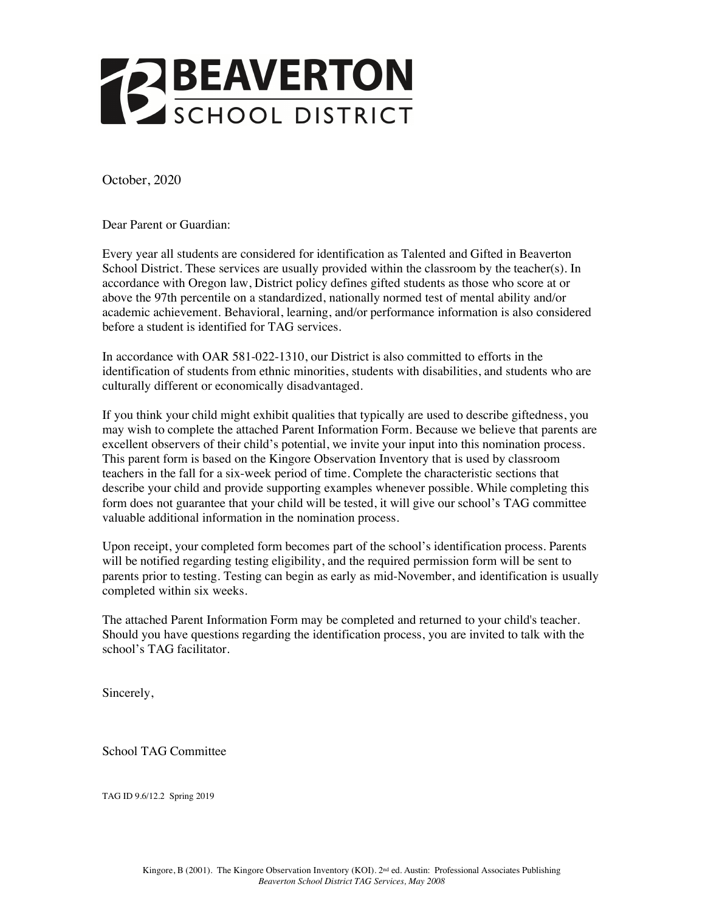# BEAVERTON SCHOOL DISTRICT

October, 2020

Dear Parent or Guardian:

Every year all students are considered for identification as Talented and Gifted in Beaverton School District. These services are usually provided within the classroom by the teacher(s). In accordance with Oregon law, District policy defines gifted students as those who score at or above the 97th percentile on a standardized, nationally normed test of mental ability and/or academic achievement. Behavioral, learning, and/or performance information is also considered before a student is identified for TAG services.

In accordance with OAR 581-022-1310, our District is also committed to efforts in the identification of students from ethnic minorities, students with disabilities, and students who are culturally different or economically disadvantaged.

If you think your child might exhibit qualities that typically are used to describe giftedness, you may wish to complete the attached Parent Information Form. Because we believe that parents are excellent observers of their child's potential, we invite your input into this nomination process. This parent form is based on the Kingore Observation Inventory that is used by classroom teachers in the fall for a six-week period of time. Complete the characteristic sections that describe your child and provide supporting examples whenever possible. While completing this form does not guarantee that your child will be tested, it will give our school's TAG committee valuable additional information in the nomination process.

Upon receipt, your completed form becomes part of the school's identification process. Parents will be notified regarding testing eligibility, and the required permission form will be sent to parents prior to testing. Testing can begin as early as mid-November, and identification is usually completed within six weeks.

The attached Parent Information Form may be completed and returned to your child's teacher. Should you have questions regarding the identification process, you are invited to talk with the school's TAG facilitator.

Sincerely,

School TAG Committee

TAG ID 9.6/12.2 Spring 2019

Kingore, B (2001). The Kingore Observation Inventory (KOI). 2nd ed. Austin: Professional Associates Publishing
*Beaverton School District TAG Services, May 2008*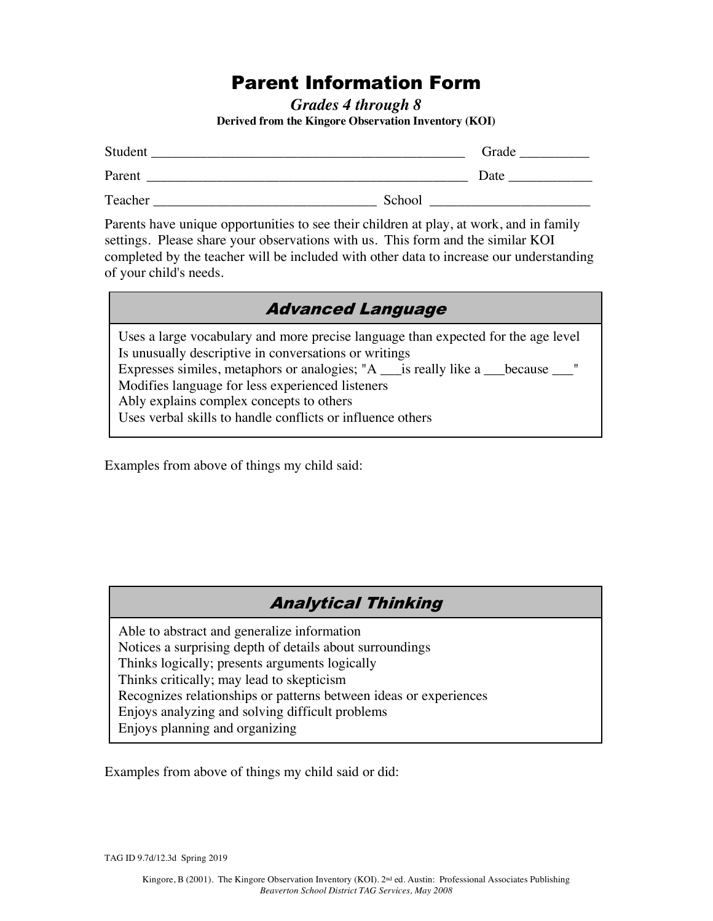# Parent Information Form

***Grades 4 through 8***

**Derived from the Kingore Observation Inventory (KOI)**

Student _____________________________________________ Grade _________

Parent _______________________________________________ Date ___________

Teacher _______________________________ School ______________________

Parents have unique opportunities to see their children at play, at work, and in family settings. Please share your observations with us. This form and the similar KOI completed by the teacher will be included with other data to increase our understanding of your child's needs.

## *Advanced Language*

Uses a large vocabulary and more precise language than expected for the age level
Is unusually descriptive in conversations or writings
Expresses similes, metaphors or analogies; "A ___is really like a ___because ___"
Modifies language for less experienced listeners
Ably explains complex concepts to others
Uses verbal skills to handle conflicts or influence others

Examples from above of things my child said:

## *Analytical Thinking*

Able to abstract and generalize information
Notices a surprising depth of details about surroundings
Thinks logically; presents arguments logically
Thinks critically; may lead to skepticism
Recognizes relationships or patterns between ideas or experiences
Enjoys analyzing and solving difficult problems
Enjoys planning and organizing

Examples from above of things my child said or did:

TAG ID 9.7d/12.3d Spring 2019

Kingore, B (2001). The Kingore Observation Inventory (KOI). 2nd ed. Austin: Professional Associates Publishing
*Beaverton School District TAG Services, May 2008*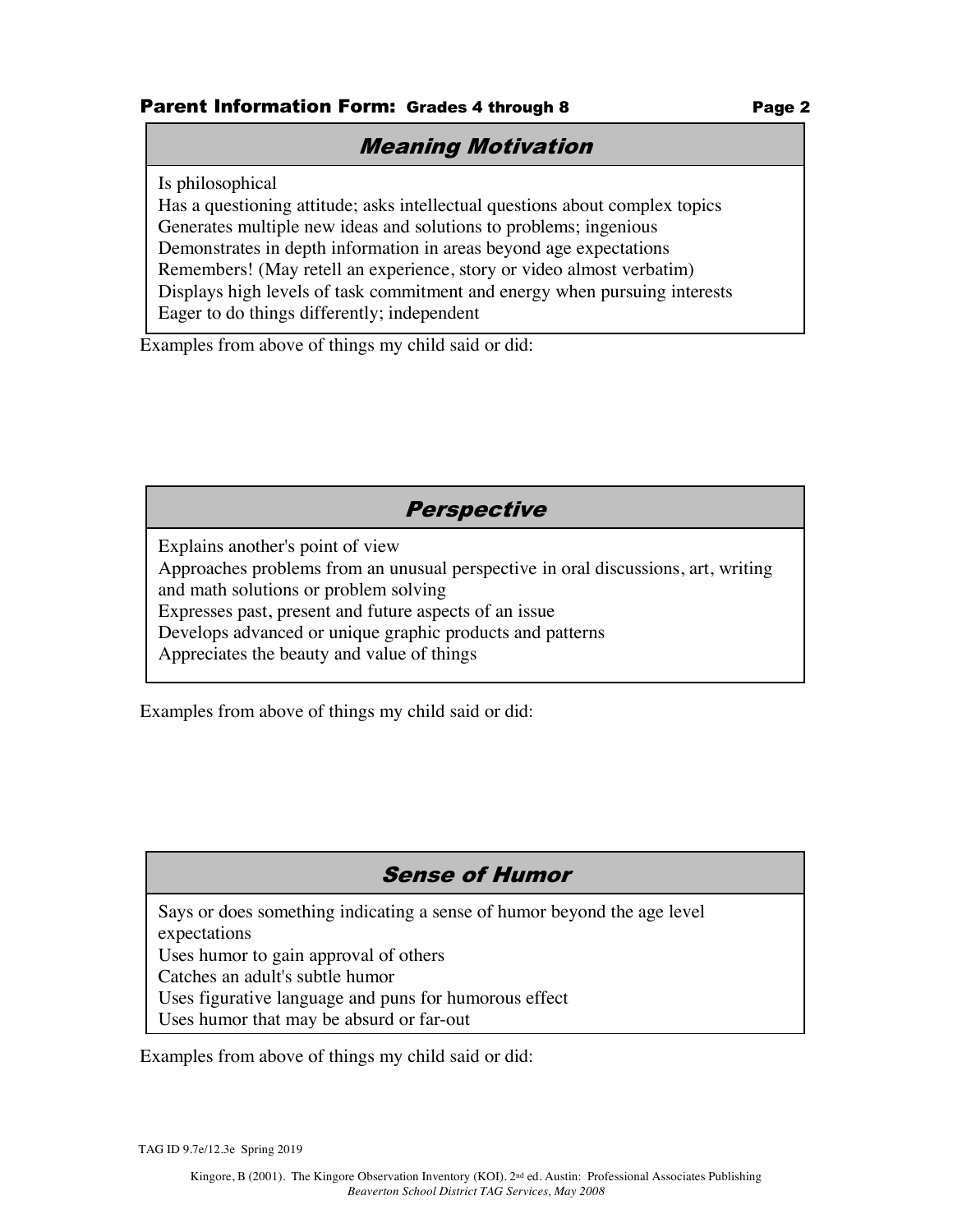## Parent Information Form: Grades 4 through 8

### *Meaning Motivation*

Is philosophical
Has a questioning attitude; asks intellectual questions about complex topics
Generates multiple new ideas and solutions to problems; ingenious
Demonstrates in depth information in areas beyond age expectations
Remembers! (May retell an experience, story or video almost verbatim)
Displays high levels of task commitment and energy when pursuing interests
Eager to do things differently; independent

Examples from above of things my child said or did:

### *Perspective*

Explains another's point of view
Approaches problems from an unusual perspective in oral discussions, art, writing and math solutions or problem solving
Expresses past, present and future aspects of an issue
Develops advanced or unique graphic products and patterns
Appreciates the beauty and value of things

Examples from above of things my child said or did:

### *Sense of Humor*

Says or does something indicating a sense of humor beyond the age level expectations
Uses humor to gain approval of others
Catches an adult's subtle humor
Uses figurative language and puns for humorous effect
Uses humor that may be absurd or far-out

Examples from above of things my child said or did:

TAG ID 9.7e/12.3e Spring 2019

Kingore, B (2001). The Kingore Observation Inventory (KOI). 2nd ed. Austin: Professional Associates Publishing
*Beaverton School District TAG Services, May 2008*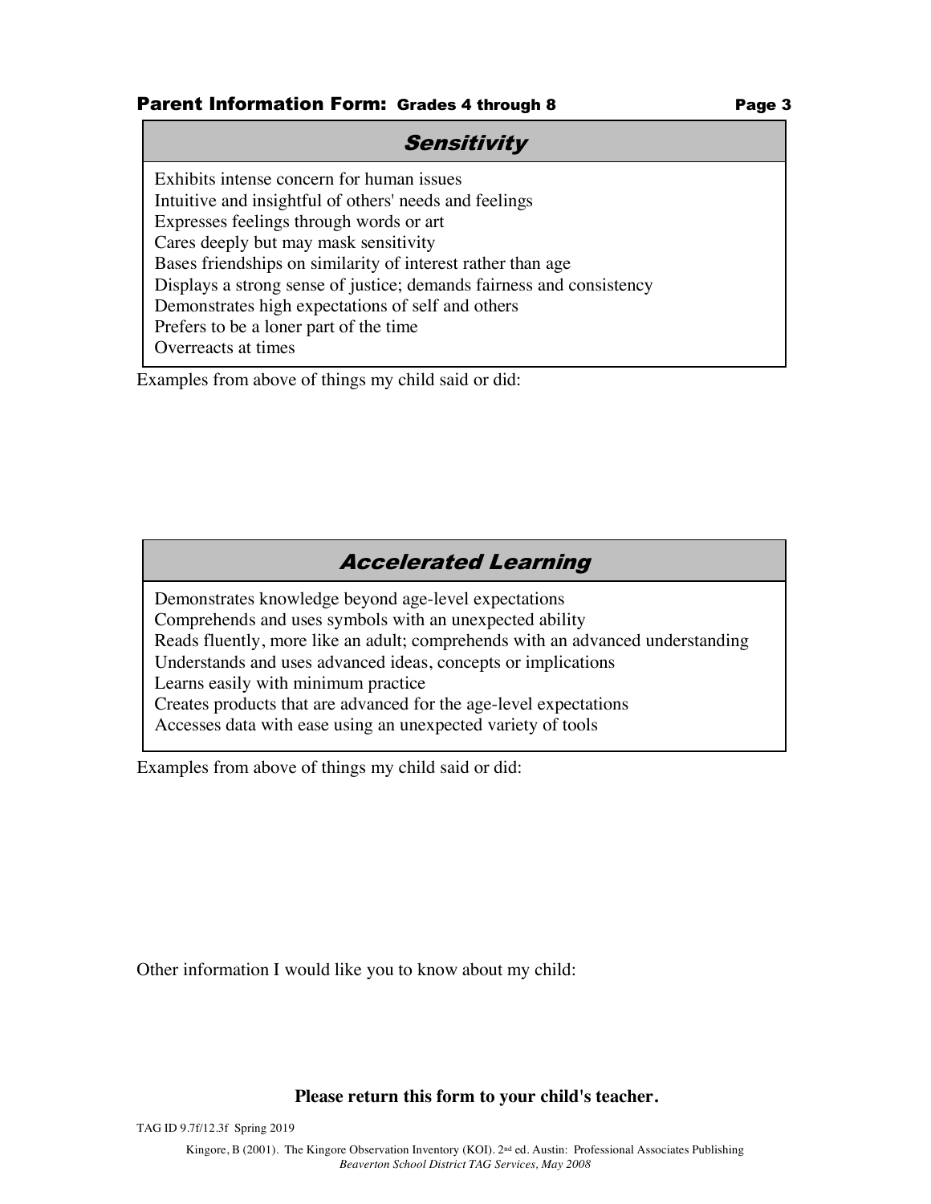## Parent Information Form: Grades 4 through 8

### *Sensitivity*

Exhibits intense concern for human issues
Intuitive and insightful of others' needs and feelings
Expresses feelings through words or art
Cares deeply but may mask sensitivity
Bases friendships on similarity of interest rather than age
Displays a strong sense of justice; demands fairness and consistency
Demonstrates high expectations of self and others
Prefers to be a loner part of the time
Overreacts at times

Examples from above of things my child said or did:

### *Accelerated Learning*

Demonstrates knowledge beyond age-level expectations
Comprehends and uses symbols with an unexpected ability
Reads fluently, more like an adult; comprehends with an advanced understanding
Understands and uses advanced ideas, concepts or implications
Learns easily with minimum practice
Creates products that are advanced for the age-level expectations
Accesses data with ease using an unexpected variety of tools

Examples from above of things my child said or did:

Other information I would like you to know about my child:

**Please return this form to your child's teacher.**

TAG ID 9.7f/12.3f Spring 2019

Kingore, B (2001). The Kingore Observation Inventory (KOI). 2nd ed. Austin: Professional Associates Publishing
*Beaverton School District TAG Services, May 2008*